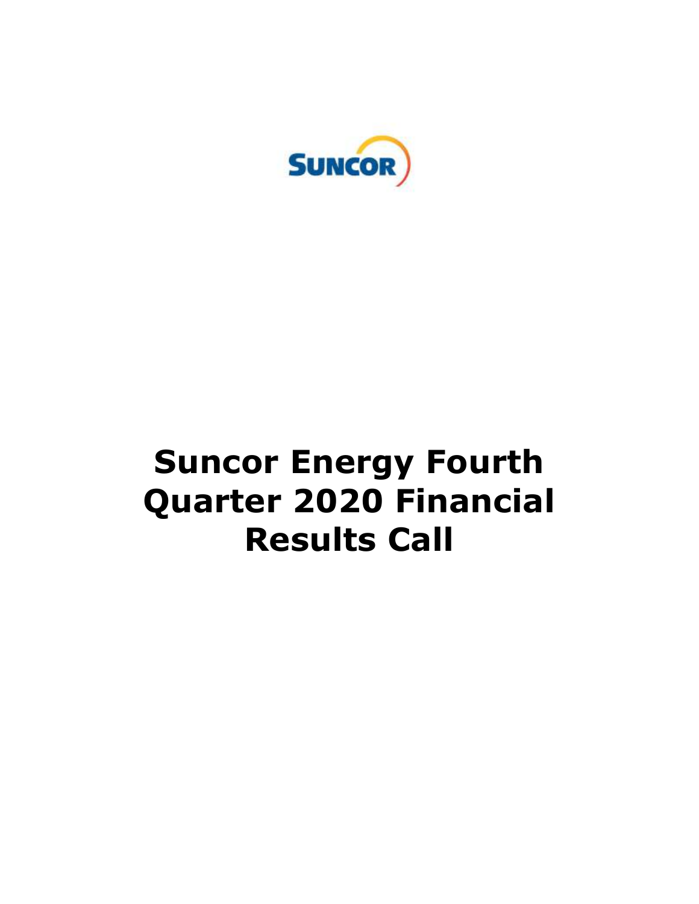SUNCOR

# Suncor Energy Fourth Quarter 2020 Financial Results Call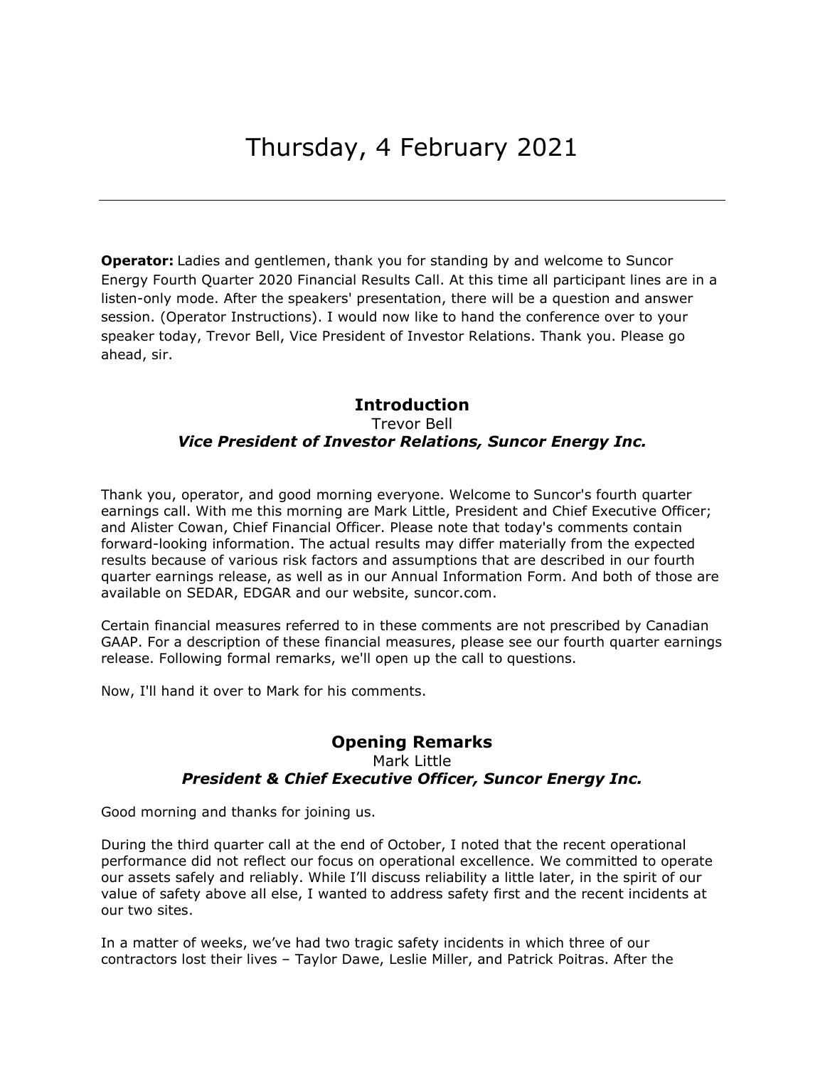# Thursday, 4 February 2021

---

**Operator:** Ladies and gentlemen, thank you for standing by and welcome to Suncor Energy Fourth Quarter 2020 Financial Results Call. At this time all participant lines are in a listen-only mode. After the speakers' presentation, there will be a question and answer session. (Operator Instructions). I would now like to hand the conference over to your speaker today, Trevor Bell, Vice President of Investor Relations. Thank you. Please go ahead, sir.

## Introduction

Trevor Bell

***Vice President of Investor Relations, Suncor Energy Inc.***

Thank you, operator, and good morning everyone. Welcome to Suncor's fourth quarter earnings call. With me this morning are Mark Little, President and Chief Executive Officer; and Alister Cowan, Chief Financial Officer. Please note that today's comments contain forward-looking information. The actual results may differ materially from the expected results because of various risk factors and assumptions that are described in our fourth quarter earnings release, as well as in our Annual Information Form. And both of those are available on SEDAR, EDGAR and our website, suncor.com.

Certain financial measures referred to in these comments are not prescribed by Canadian GAAP. For a description of these financial measures, please see our fourth quarter earnings release. Following formal remarks, we'll open up the call to questions.

Now, I'll hand it over to Mark for his comments.

## Opening Remarks

Mark Little

***President & Chief Executive Officer, Suncor Energy Inc.***

Good morning and thanks for joining us.

During the third quarter call at the end of October, I noted that the recent operational performance did not reflect our focus on operational excellence. We committed to operate our assets safely and reliably. While I'll discuss reliability a little later, in the spirit of our value of safety above all else, I wanted to address safety first and the recent incidents at our two sites.

In a matter of weeks, we've had two tragic safety incidents in which three of our contractors lost their lives – Taylor Dawe, Leslie Miller, and Patrick Poitras. After the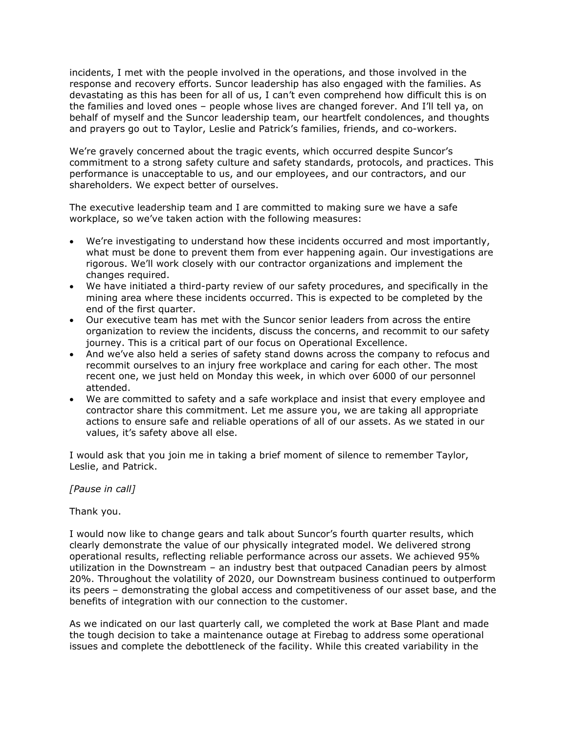incidents, I met with the people involved in the operations, and those involved in the response and recovery efforts. Suncor leadership has also engaged with the families. As devastating as this has been for all of us, I can't even comprehend how difficult this is on the families and loved ones – people whose lives are changed forever. And I'll tell ya, on behalf of myself and the Suncor leadership team, our heartfelt condolences, and thoughts and prayers go out to Taylor, Leslie and Patrick's families, friends, and co-workers.

We're gravely concerned about the tragic events, which occurred despite Suncor's commitment to a strong safety culture and safety standards, protocols, and practices. This performance is unacceptable to us, and our employees, and our contractors, and our shareholders. We expect better of ourselves.

The executive leadership team and I are committed to making sure we have a safe workplace, so we've taken action with the following measures:

- We're investigating to understand how these incidents occurred and most importantly, what must be done to prevent them from ever happening again. Our investigations are rigorous. We'll work closely with our contractor organizations and implement the changes required.
- We have initiated a third-party review of our safety procedures, and specifically in the mining area where these incidents occurred. This is expected to be completed by the end of the first quarter.
- Our executive team has met with the Suncor senior leaders from across the entire organization to review the incidents, discuss the concerns, and recommit to our safety journey. This is a critical part of our focus on Operational Excellence.
- And we've also held a series of safety stand downs across the company to refocus and recommit ourselves to an injury free workplace and caring for each other. The most recent one, we just held on Monday this week, in which over 6000 of our personnel attended.
- We are committed to safety and a safe workplace and insist that every employee and contractor share this commitment. Let me assure you, we are taking all appropriate actions to ensure safe and reliable operations of all of our assets. As we stated in our values, it's safety above all else.

I would ask that you join me in taking a brief moment of silence to remember Taylor, Leslie, and Patrick.

*[Pause in call]*

Thank you.

I would now like to change gears and talk about Suncor's fourth quarter results, which clearly demonstrate the value of our physically integrated model. We delivered strong operational results, reflecting reliable performance across our assets. We achieved 95% utilization in the Downstream – an industry best that outpaced Canadian peers by almost 20%. Throughout the volatility of 2020, our Downstream business continued to outperform its peers – demonstrating the global access and competitiveness of our asset base, and the benefits of integration with our connection to the customer.

As we indicated on our last quarterly call, we completed the work at Base Plant and made the tough decision to take a maintenance outage at Firebag to address some operational issues and complete the debottleneck of the facility. While this created variability in the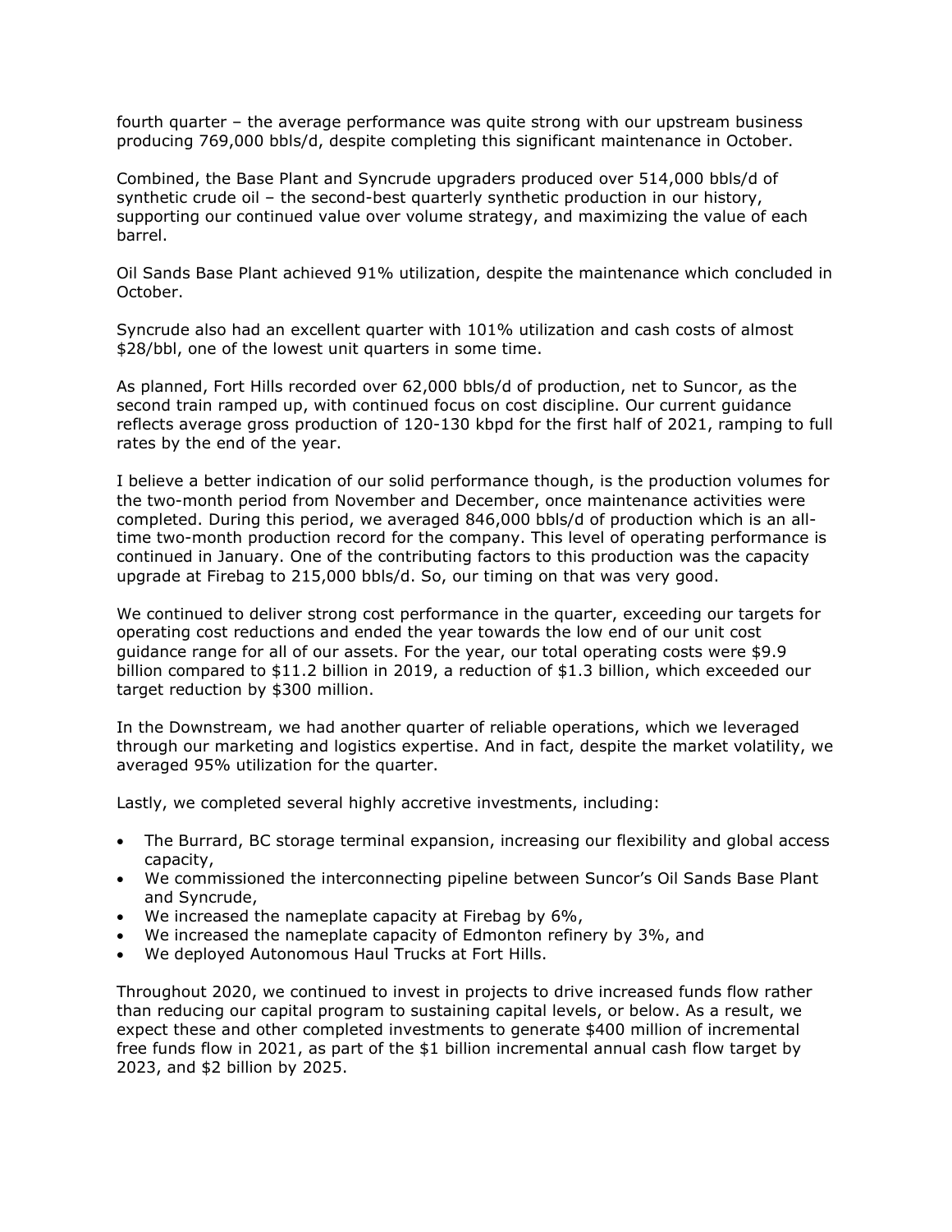fourth quarter – the average performance was quite strong with our upstream business producing 769,000 bbls/d, despite completing this significant maintenance in October.

Combined, the Base Plant and Syncrude upgraders produced over 514,000 bbls/d of synthetic crude oil – the second-best quarterly synthetic production in our history, supporting our continued value over volume strategy, and maximizing the value of each barrel.

Oil Sands Base Plant achieved 91% utilization, despite the maintenance which concluded in October.

Syncrude also had an excellent quarter with 101% utilization and cash costs of almost $28/bbl, one of the lowest unit quarters in some time.

As planned, Fort Hills recorded over 62,000 bbls/d of production, net to Suncor, as the second train ramped up, with continued focus on cost discipline. Our current guidance reflects average gross production of 120-130 kbpd for the first half of 2021, ramping to full rates by the end of the year.

I believe a better indication of our solid performance though, is the production volumes for the two-month period from November and December, once maintenance activities were completed. During this period, we averaged 846,000 bbls/d of production which is an all-time two-month production record for the company. This level of operating performance is continued in January. One of the contributing factors to this production was the capacity upgrade at Firebag to 215,000 bbls/d. So, our timing on that was very good.

We continued to deliver strong cost performance in the quarter, exceeding our targets for operating cost reductions and ended the year towards the low end of our unit cost guidance range for all of our assets. For the year, our total operating costs were $9.9 billion compared to $11.2 billion in 2019, a reduction of $1.3 billion, which exceeded our target reduction by $300 million.

In the Downstream, we had another quarter of reliable operations, which we leveraged through our marketing and logistics expertise. And in fact, despite the market volatility, we averaged 95% utilization for the quarter.

Lastly, we completed several highly accretive investments, including:

- The Burrard, BC storage terminal expansion, increasing our flexibility and global access capacity,
- We commissioned the interconnecting pipeline between Suncor's Oil Sands Base Plant and Syncrude,
- We increased the nameplate capacity at Firebag by 6%,
- We increased the nameplate capacity of Edmonton refinery by 3%, and
- We deployed Autonomous Haul Trucks at Fort Hills.

Throughout 2020, we continued to invest in projects to drive increased funds flow rather than reducing our capital program to sustaining capital levels, or below. As a result, we expect these and other completed investments to generate $400 million of incremental free funds flow in 2021, as part of the $1 billion incremental annual cash flow target by 2023, and $2 billion by 2025.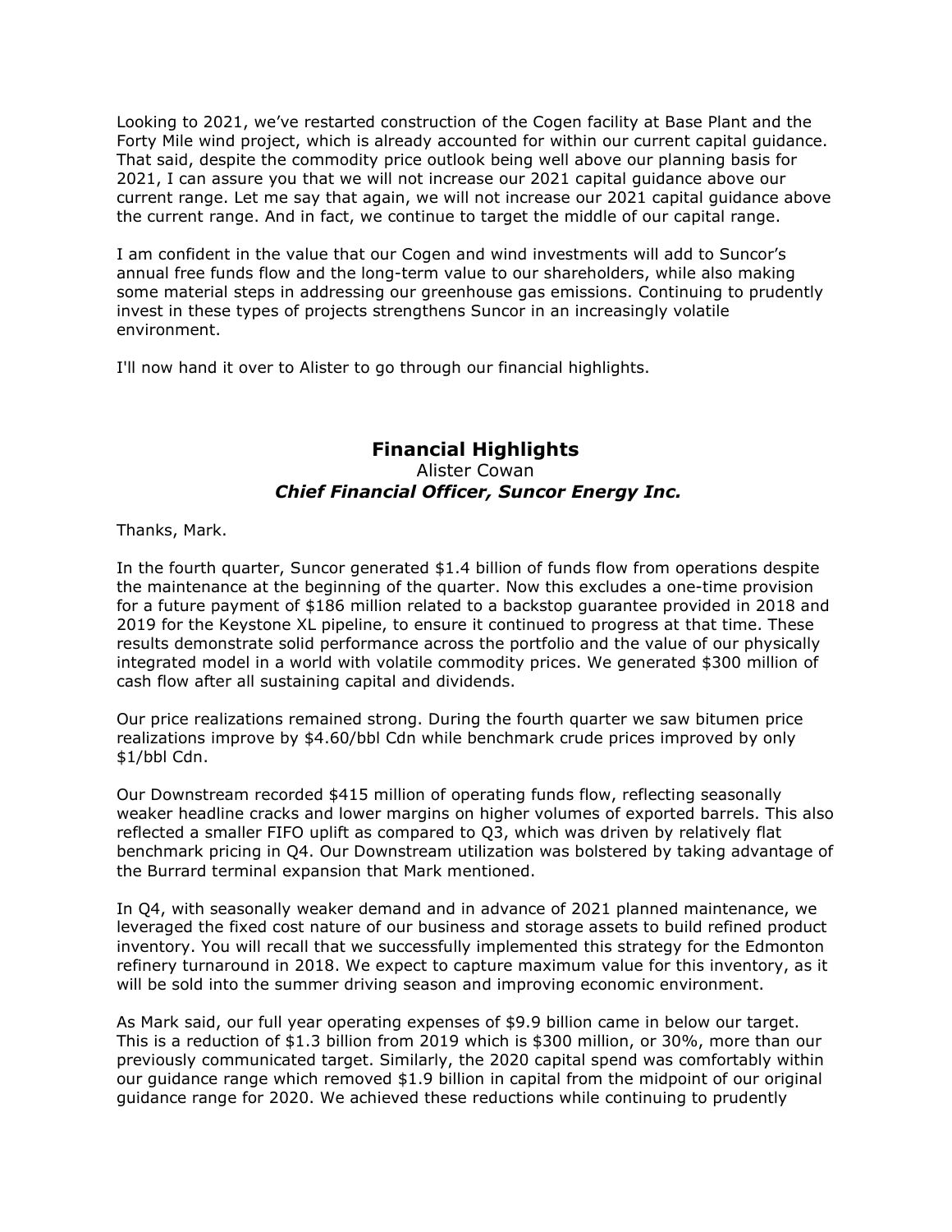Looking to 2021, we've restarted construction of the Cogen facility at Base Plant and the Forty Mile wind project, which is already accounted for within our current capital guidance. That said, despite the commodity price outlook being well above our planning basis for 2021, I can assure you that we will not increase our 2021 capital guidance above our current range. Let me say that again, we will not increase our 2021 capital guidance above the current range. And in fact, we continue to target the middle of our capital range.

I am confident in the value that our Cogen and wind investments will add to Suncor's annual free funds flow and the long-term value to our shareholders, while also making some material steps in addressing our greenhouse gas emissions. Continuing to prudently invest in these types of projects strengthens Suncor in an increasingly volatile environment.

I'll now hand it over to Alister to go through our financial highlights.

## Financial Highlights

Alister Cowan
***Chief Financial Officer, Suncor Energy Inc.***

Thanks, Mark.

In the fourth quarter, Suncor generated $1.4 billion of funds flow from operations despite the maintenance at the beginning of the quarter. Now this excludes a one-time provision for a future payment of $186 million related to a backstop guarantee provided in 2018 and 2019 for the Keystone XL pipeline, to ensure it continued to progress at that time. These results demonstrate solid performance across the portfolio and the value of our physically integrated model in a world with volatile commodity prices. We generated $300 million of cash flow after all sustaining capital and dividends.

Our price realizations remained strong. During the fourth quarter we saw bitumen price realizations improve by $4.60/bbl Cdn while benchmark crude prices improved by only $1/bbl Cdn.

Our Downstream recorded $415 million of operating funds flow, reflecting seasonally weaker headline cracks and lower margins on higher volumes of exported barrels. This also reflected a smaller FIFO uplift as compared to Q3, which was driven by relatively flat benchmark pricing in Q4. Our Downstream utilization was bolstered by taking advantage of the Burrard terminal expansion that Mark mentioned.

In Q4, with seasonally weaker demand and in advance of 2021 planned maintenance, we leveraged the fixed cost nature of our business and storage assets to build refined product inventory. You will recall that we successfully implemented this strategy for the Edmonton refinery turnaround in 2018. We expect to capture maximum value for this inventory, as it will be sold into the summer driving season and improving economic environment.

As Mark said, our full year operating expenses of $9.9 billion came in below our target. This is a reduction of $1.3 billion from 2019 which is $300 million, or 30%, more than our previously communicated target. Similarly, the 2020 capital spend was comfortably within our guidance range which removed $1.9 billion in capital from the midpoint of our original guidance range for 2020. We achieved these reductions while continuing to prudently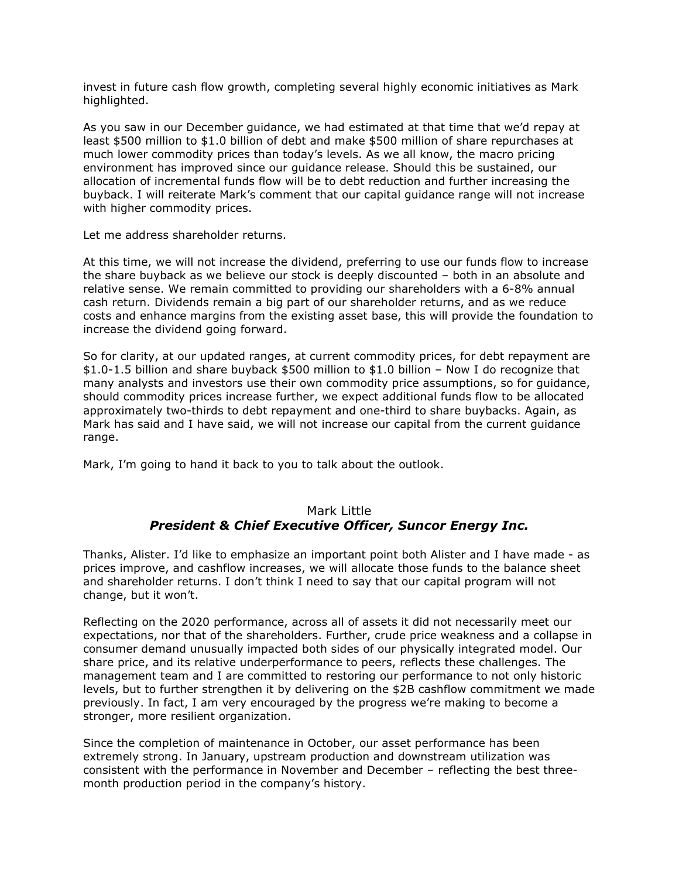invest in future cash flow growth, completing several highly economic initiatives as Mark highlighted.

As you saw in our December guidance, we had estimated at that time that we'd repay at least $500 million to $1.0 billion of debt and make $500 million of share repurchases at much lower commodity prices than today's levels. As we all know, the macro pricing environment has improved since our guidance release. Should this be sustained, our allocation of incremental funds flow will be to debt reduction and further increasing the buyback. I will reiterate Mark's comment that our capital guidance range will not increase with higher commodity prices.

Let me address shareholder returns.

At this time, we will not increase the dividend, preferring to use our funds flow to increase the share buyback as we believe our stock is deeply discounted – both in an absolute and relative sense. We remain committed to providing our shareholders with a 6-8% annual cash return. Dividends remain a big part of our shareholder returns, and as we reduce costs and enhance margins from the existing asset base, this will provide the foundation to increase the dividend going forward.

So for clarity, at our updated ranges, at current commodity prices, for debt repayment are $1.0-1.5 billion and share buyback $500 million to $1.0 billion – Now I do recognize that many analysts and investors use their own commodity price assumptions, so for guidance, should commodity prices increase further, we expect additional funds flow to be allocated approximately two-thirds to debt repayment and one-third to share buybacks. Again, as Mark has said and I have said, we will not increase our capital from the current guidance range.

Mark, I'm going to hand it back to you to talk about the outlook.

Mark Little
***President & Chief Executive Officer, Suncor Energy Inc.***

Thanks, Alister. I'd like to emphasize an important point both Alister and I have made - as prices improve, and cashflow increases, we will allocate those funds to the balance sheet and shareholder returns. I don't think I need to say that our capital program will not change, but it won't.

Reflecting on the 2020 performance, across all of assets it did not necessarily meet our expectations, nor that of the shareholders. Further, crude price weakness and a collapse in consumer demand unusually impacted both sides of our physically integrated model. Our share price, and its relative underperformance to peers, reflects these challenges. The management team and I are committed to restoring our performance to not only historic levels, but to further strengthen it by delivering on the $2B cashflow commitment we made previously. In fact, I am very encouraged by the progress we're making to become a stronger, more resilient organization.

Since the completion of maintenance in October, our asset performance has been extremely strong. In January, upstream production and downstream utilization was consistent with the performance in November and December – reflecting the best three-month production period in the company's history.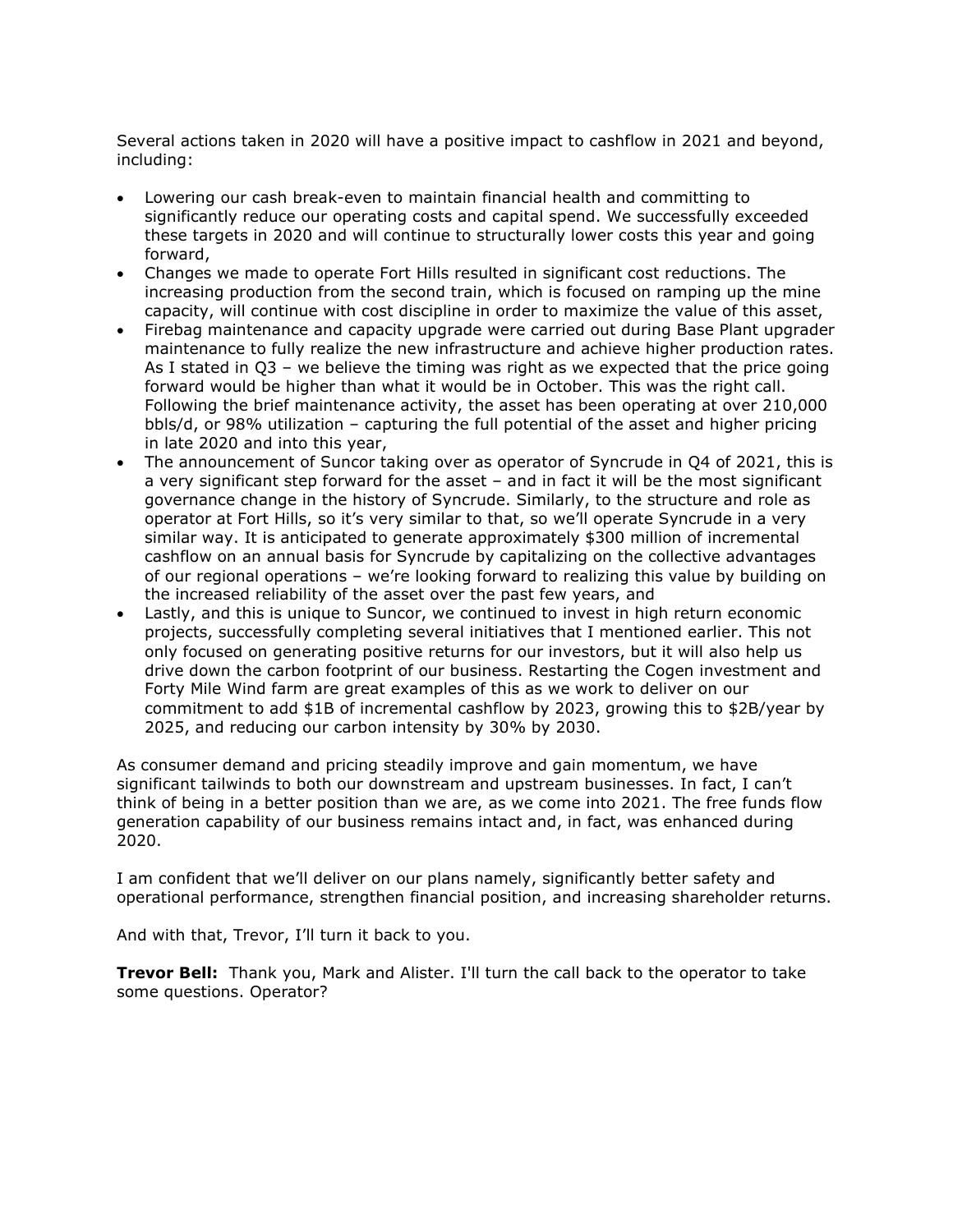Several actions taken in 2020 will have a positive impact to cashflow in 2021 and beyond, including:

- Lowering our cash break-even to maintain financial health and committing to significantly reduce our operating costs and capital spend. We successfully exceeded these targets in 2020 and will continue to structurally lower costs this year and going forward,
- Changes we made to operate Fort Hills resulted in significant cost reductions. The increasing production from the second train, which is focused on ramping up the mine capacity, will continue with cost discipline in order to maximize the value of this asset,
- Firebag maintenance and capacity upgrade were carried out during Base Plant upgrader maintenance to fully realize the new infrastructure and achieve higher production rates. As I stated in Q3 – we believe the timing was right as we expected that the price going forward would be higher than what it would be in October. This was the right call. Following the brief maintenance activity, the asset has been operating at over 210,000 bbls/d, or 98% utilization – capturing the full potential of the asset and higher pricing in late 2020 and into this year,
- The announcement of Suncor taking over as operator of Syncrude in Q4 of 2021, this is a very significant step forward for the asset – and in fact it will be the most significant governance change in the history of Syncrude. Similarly, to the structure and role as operator at Fort Hills, so it's very similar to that, so we'll operate Syncrude in a very similar way. It is anticipated to generate approximately $300 million of incremental cashflow on an annual basis for Syncrude by capitalizing on the collective advantages of our regional operations – we're looking forward to realizing this value by building on the increased reliability of the asset over the past few years, and
- Lastly, and this is unique to Suncor, we continued to invest in high return economic projects, successfully completing several initiatives that I mentioned earlier. This not only focused on generating positive returns for our investors, but it will also help us drive down the carbon footprint of our business. Restarting the Cogen investment and Forty Mile Wind farm are great examples of this as we work to deliver on our commitment to add $1B of incremental cashflow by 2023, growing this to $2B/year by 2025, and reducing our carbon intensity by 30% by 2030.

As consumer demand and pricing steadily improve and gain momentum, we have significant tailwinds to both our downstream and upstream businesses. In fact, I can't think of being in a better position than we are, as we come into 2021. The free funds flow generation capability of our business remains intact and, in fact, was enhanced during 2020.

I am confident that we'll deliver on our plans namely, significantly better safety and operational performance, strengthen financial position, and increasing shareholder returns.

And with that, Trevor, I'll turn it back to you.

**Trevor Bell:** Thank you, Mark and Alister. I'll turn the call back to the operator to take some questions. Operator?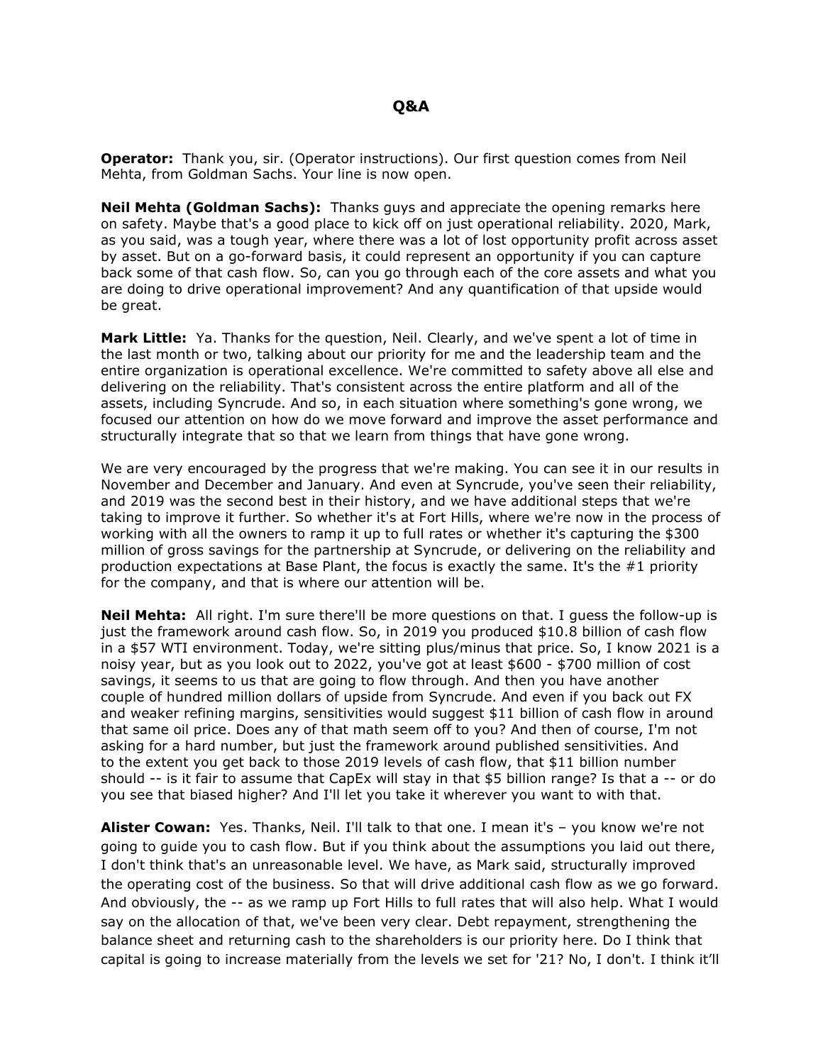# Q&A

**Operator:** Thank you, sir. (Operator instructions). Our first question comes from Neil Mehta, from Goldman Sachs. Your line is now open.

**Neil Mehta (Goldman Sachs):** Thanks guys and appreciate the opening remarks here on safety. Maybe that's a good place to kick off on just operational reliability. 2020, Mark, as you said, was a tough year, where there was a lot of lost opportunity profit across asset by asset. But on a go-forward basis, it could represent an opportunity if you can capture back some of that cash flow. So, can you go through each of the core assets and what you are doing to drive operational improvement? And any quantification of that upside would be great.

**Mark Little:** Ya. Thanks for the question, Neil. Clearly, and we've spent a lot of time in the last month or two, talking about our priority for me and the leadership team and the entire organization is operational excellence. We're committed to safety above all else and delivering on the reliability. That's consistent across the entire platform and all of the assets, including Syncrude. And so, in each situation where something's gone wrong, we focused our attention on how do we move forward and improve the asset performance and structurally integrate that so that we learn from things that have gone wrong.

We are very encouraged by the progress that we're making. You can see it in our results in November and December and January. And even at Syncrude, you've seen their reliability, and 2019 was the second best in their history, and we have additional steps that we're taking to improve it further. So whether it's at Fort Hills, where we're now in the process of working with all the owners to ramp it up to full rates or whether it's capturing the $300 million of gross savings for the partnership at Syncrude, or delivering on the reliability and production expectations at Base Plant, the focus is exactly the same. It's the #1 priority for the company, and that is where our attention will be.

**Neil Mehta:** All right. I'm sure there'll be more questions on that. I guess the follow-up is just the framework around cash flow. So, in 2019 you produced $10.8 billion of cash flow in a $57 WTI environment. Today, we're sitting plus/minus that price. So, I know 2021 is a noisy year, but as you look out to 2022, you've got at least $600 - $700 million of cost savings, it seems to us that are going to flow through. And then you have another couple of hundred million dollars of upside from Syncrude. And even if you back out FX and weaker refining margins, sensitivities would suggest $11 billion of cash flow in around that same oil price. Does any of that math seem off to you? And then of course, I'm not asking for a hard number, but just the framework around published sensitivities. And to the extent you get back to those 2019 levels of cash flow, that $11 billion number should -- is it fair to assume that CapEx will stay in that $5 billion range? Is that a -- or do you see that biased higher? And I'll let you take it wherever you want to with that.

**Alister Cowan:** Yes. Thanks, Neil. I'll talk to that one. I mean it's – you know we're not going to guide you to cash flow. But if you think about the assumptions you laid out there, I don't think that's an unreasonable level. We have, as Mark said, structurally improved the operating cost of the business. So that will drive additional cash flow as we go forward. And obviously, the -- as we ramp up Fort Hills to full rates that will also help. What I would say on the allocation of that, we've been very clear. Debt repayment, strengthening the balance sheet and returning cash to the shareholders is our priority here. Do I think that capital is going to increase materially from the levels we set for '21? No, I don't. I think it'll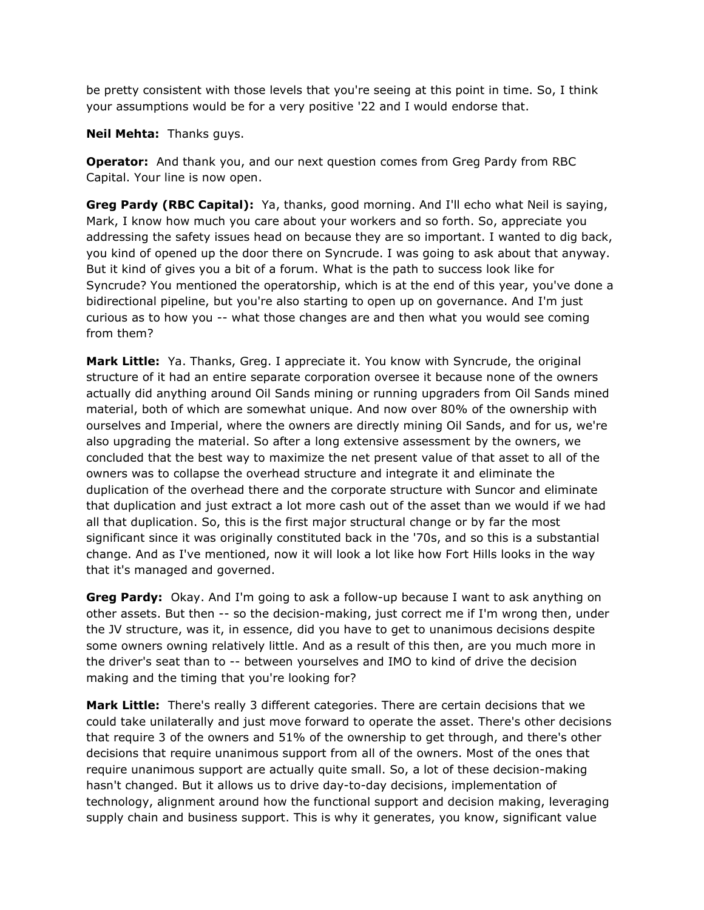be pretty consistent with those levels that you're seeing at this point in time. So, I think your assumptions would be for a very positive '22 and I would endorse that.

**Neil Mehta:** Thanks guys.

**Operator:** And thank you, and our next question comes from Greg Pardy from RBC Capital. Your line is now open.

**Greg Pardy (RBC Capital):** Ya, thanks, good morning. And I'll echo what Neil is saying, Mark, I know how much you care about your workers and so forth. So, appreciate you addressing the safety issues head on because they are so important. I wanted to dig back, you kind of opened up the door there on Syncrude. I was going to ask about that anyway. But it kind of gives you a bit of a forum. What is the path to success look like for Syncrude? You mentioned the operatorship, which is at the end of this year, you've done a bidirectional pipeline, but you're also starting to open up on governance. And I'm just curious as to how you -- what those changes are and then what you would see coming from them?

**Mark Little:** Ya. Thanks, Greg. I appreciate it. You know with Syncrude, the original structure of it had an entire separate corporation oversee it because none of the owners actually did anything around Oil Sands mining or running upgraders from Oil Sands mined material, both of which are somewhat unique. And now over 80% of the ownership with ourselves and Imperial, where the owners are directly mining Oil Sands, and for us, we're also upgrading the material. So after a long extensive assessment by the owners, we concluded that the best way to maximize the net present value of that asset to all of the owners was to collapse the overhead structure and integrate it and eliminate the duplication of the overhead there and the corporate structure with Suncor and eliminate that duplication and just extract a lot more cash out of the asset than we would if we had all that duplication. So, this is the first major structural change or by far the most significant since it was originally constituted back in the '70s, and so this is a substantial change. And as I've mentioned, now it will look a lot like how Fort Hills looks in the way that it's managed and governed.

**Greg Pardy:** Okay. And I'm going to ask a follow-up because I want to ask anything on other assets. But then -- so the decision-making, just correct me if I'm wrong then, under the JV structure, was it, in essence, did you have to get to unanimous decisions despite some owners owning relatively little. And as a result of this then, are you much more in the driver's seat than to -- between yourselves and IMO to kind of drive the decision making and the timing that you're looking for?

**Mark Little:** There's really 3 different categories. There are certain decisions that we could take unilaterally and just move forward to operate the asset. There's other decisions that require 3 of the owners and 51% of the ownership to get through, and there's other decisions that require unanimous support from all of the owners. Most of the ones that require unanimous support are actually quite small. So, a lot of these decision-making hasn't changed. But it allows us to drive day-to-day decisions, implementation of technology, alignment around how the functional support and decision making, leveraging supply chain and business support. This is why it generates, you know, significant value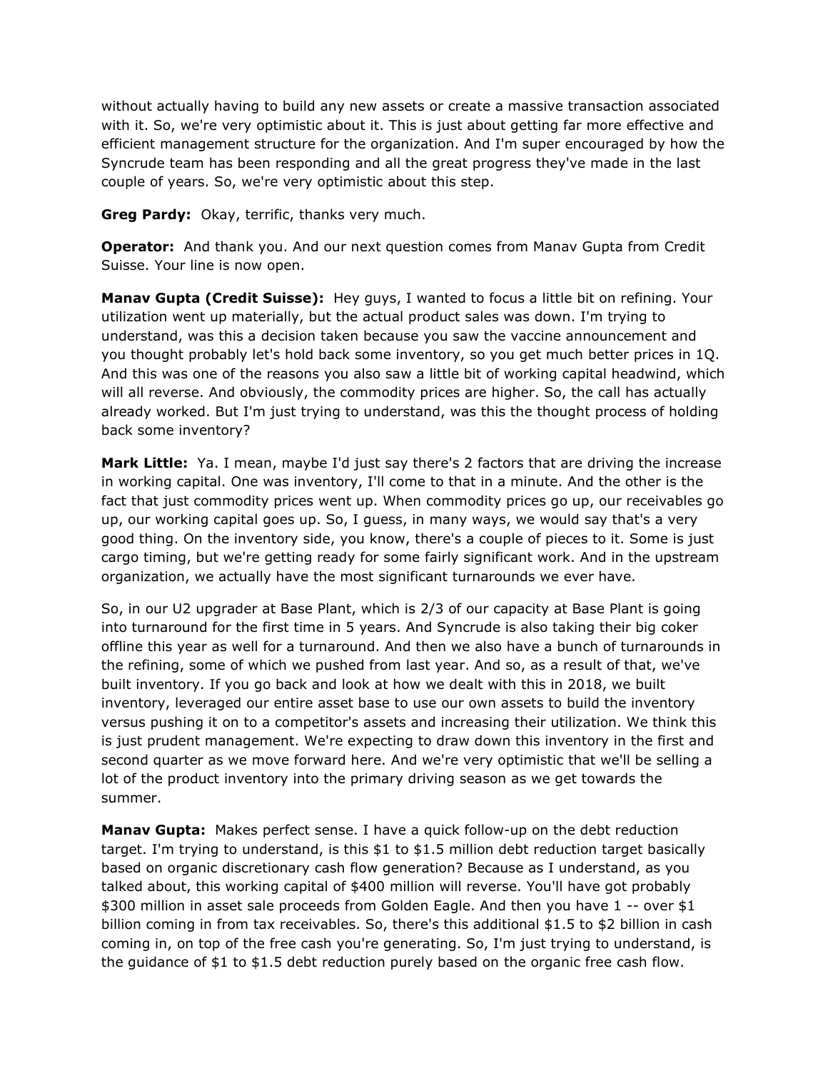without actually having to build any new assets or create a massive transaction associated with it. So, we're very optimistic about it. This is just about getting far more effective and efficient management structure for the organization. And I'm super encouraged by how the Syncrude team has been responding and all the great progress they've made in the last couple of years. So, we're very optimistic about this step.

**Greg Pardy:** Okay, terrific, thanks very much.

**Operator:** And thank you. And our next question comes from Manav Gupta from Credit Suisse. Your line is now open.

**Manav Gupta (Credit Suisse):** Hey guys, I wanted to focus a little bit on refining. Your utilization went up materially, but the actual product sales was down. I'm trying to understand, was this a decision taken because you saw the vaccine announcement and you thought probably let's hold back some inventory, so you get much better prices in 1Q. And this was one of the reasons you also saw a little bit of working capital headwind, which will all reverse. And obviously, the commodity prices are higher. So, the call has actually already worked. But I'm just trying to understand, was this the thought process of holding back some inventory?

**Mark Little:** Ya. I mean, maybe I'd just say there's 2 factors that are driving the increase in working capital. One was inventory, I'll come to that in a minute. And the other is the fact that just commodity prices went up. When commodity prices go up, our receivables go up, our working capital goes up. So, I guess, in many ways, we would say that's a very good thing. On the inventory side, you know, there's a couple of pieces to it. Some is just cargo timing, but we're getting ready for some fairly significant work. And in the upstream organization, we actually have the most significant turnarounds we ever have.

So, in our U2 upgrader at Base Plant, which is 2/3 of our capacity at Base Plant is going into turnaround for the first time in 5 years. And Syncrude is also taking their big coker offline this year as well for a turnaround. And then we also have a bunch of turnarounds in the refining, some of which we pushed from last year. And so, as a result of that, we've built inventory. If you go back and look at how we dealt with this in 2018, we built inventory, leveraged our entire asset base to use our own assets to build the inventory versus pushing it on to a competitor's assets and increasing their utilization. We think this is just prudent management. We're expecting to draw down this inventory in the first and second quarter as we move forward here. And we're very optimistic that we'll be selling a lot of the product inventory into the primary driving season as we get towards the summer.

**Manav Gupta:** Makes perfect sense. I have a quick follow-up on the debt reduction target. I'm trying to understand, is this $1 to $1.5 million debt reduction target basically based on organic discretionary cash flow generation? Because as I understand, as you talked about, this working capital of $400 million will reverse. You'll have got probably $300 million in asset sale proceeds from Golden Eagle. And then you have 1 -- over $1 billion coming in from tax receivables. So, there's this additional $1.5 to $2 billion in cash coming in, on top of the free cash you're generating. So, I'm just trying to understand, is the guidance of $1 to $1.5 debt reduction purely based on the organic free cash flow.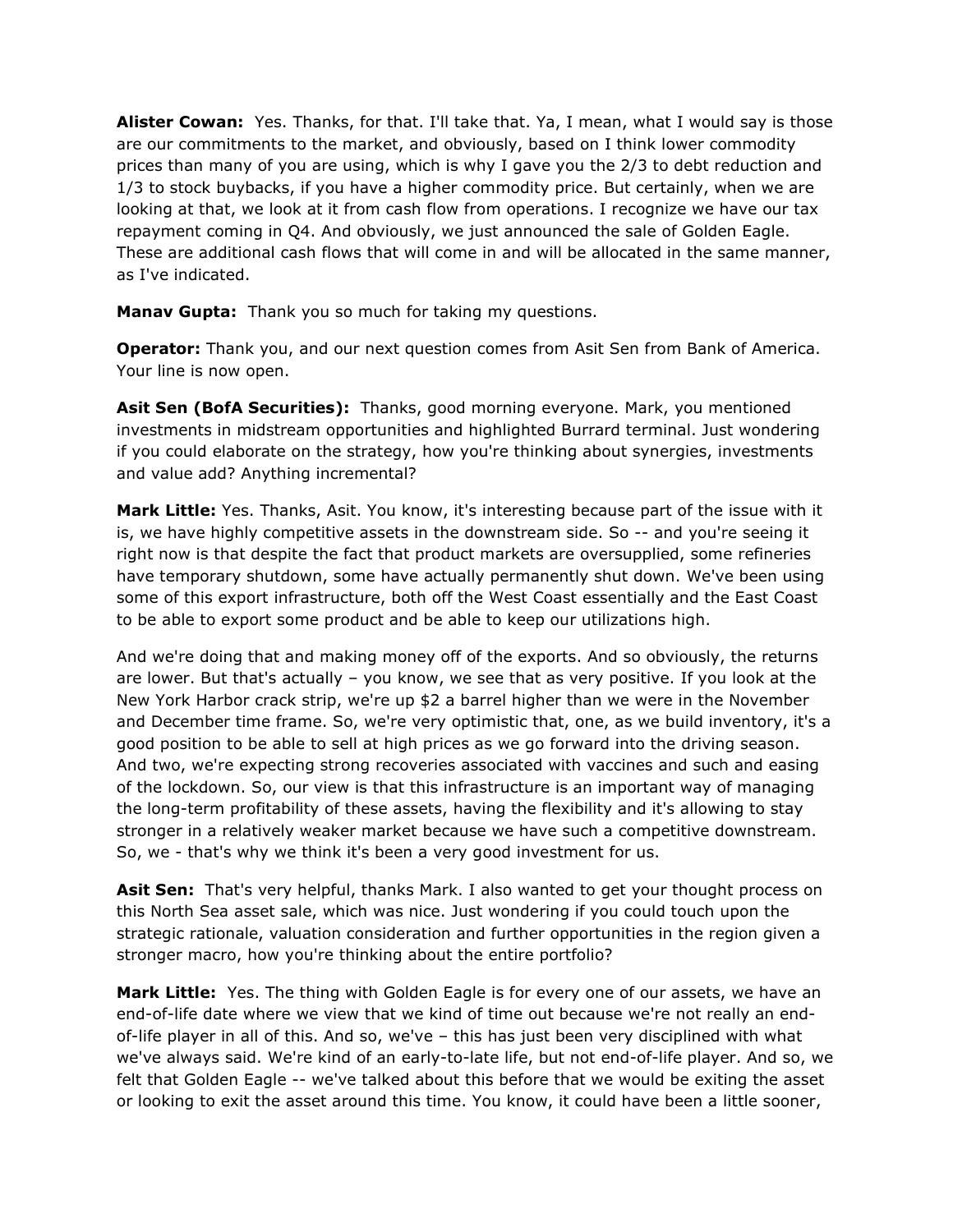**Alister Cowan:** Yes. Thanks, for that. I'll take that. Ya, I mean, what I would say is those are our commitments to the market, and obviously, based on I think lower commodity prices than many of you are using, which is why I gave you the 2/3 to debt reduction and 1/3 to stock buybacks, if you have a higher commodity price. But certainly, when we are looking at that, we look at it from cash flow from operations. I recognize we have our tax repayment coming in Q4. And obviously, we just announced the sale of Golden Eagle. These are additional cash flows that will come in and will be allocated in the same manner, as I've indicated.

**Manav Gupta:** Thank you so much for taking my questions.

**Operator:** Thank you, and our next question comes from Asit Sen from Bank of America. Your line is now open.

**Asit Sen (BofA Securities):** Thanks, good morning everyone. Mark, you mentioned investments in midstream opportunities and highlighted Burrard terminal. Just wondering if you could elaborate on the strategy, how you're thinking about synergies, investments and value add? Anything incremental?

**Mark Little:** Yes. Thanks, Asit. You know, it's interesting because part of the issue with it is, we have highly competitive assets in the downstream side. So -- and you're seeing it right now is that despite the fact that product markets are oversupplied, some refineries have temporary shutdown, some have actually permanently shut down. We've been using some of this export infrastructure, both off the West Coast essentially and the East Coast to be able to export some product and be able to keep our utilizations high.

And we're doing that and making money off of the exports. And so obviously, the returns are lower. But that's actually – you know, we see that as very positive. If you look at the New York Harbor crack strip, we're up $2 a barrel higher than we were in the November and December time frame. So, we're very optimistic that, one, as we build inventory, it's a good position to be able to sell at high prices as we go forward into the driving season. And two, we're expecting strong recoveries associated with vaccines and such and easing of the lockdown. So, our view is that this infrastructure is an important way of managing the long-term profitability of these assets, having the flexibility and it's allowing to stay stronger in a relatively weaker market because we have such a competitive downstream. So, we - that's why we think it's been a very good investment for us.

**Asit Sen:** That's very helpful, thanks Mark. I also wanted to get your thought process on this North Sea asset sale, which was nice. Just wondering if you could touch upon the strategic rationale, valuation consideration and further opportunities in the region given a stronger macro, how you're thinking about the entire portfolio?

**Mark Little:** Yes. The thing with Golden Eagle is for every one of our assets, we have an end-of-life date where we view that we kind of time out because we're not really an end-of-life player in all of this. And so, we've – this has just been very disciplined with what we've always said. We're kind of an early-to-late life, but not end-of-life player. And so, we felt that Golden Eagle -- we've talked about this before that we would be exiting the asset or looking to exit the asset around this time. You know, it could have been a little sooner,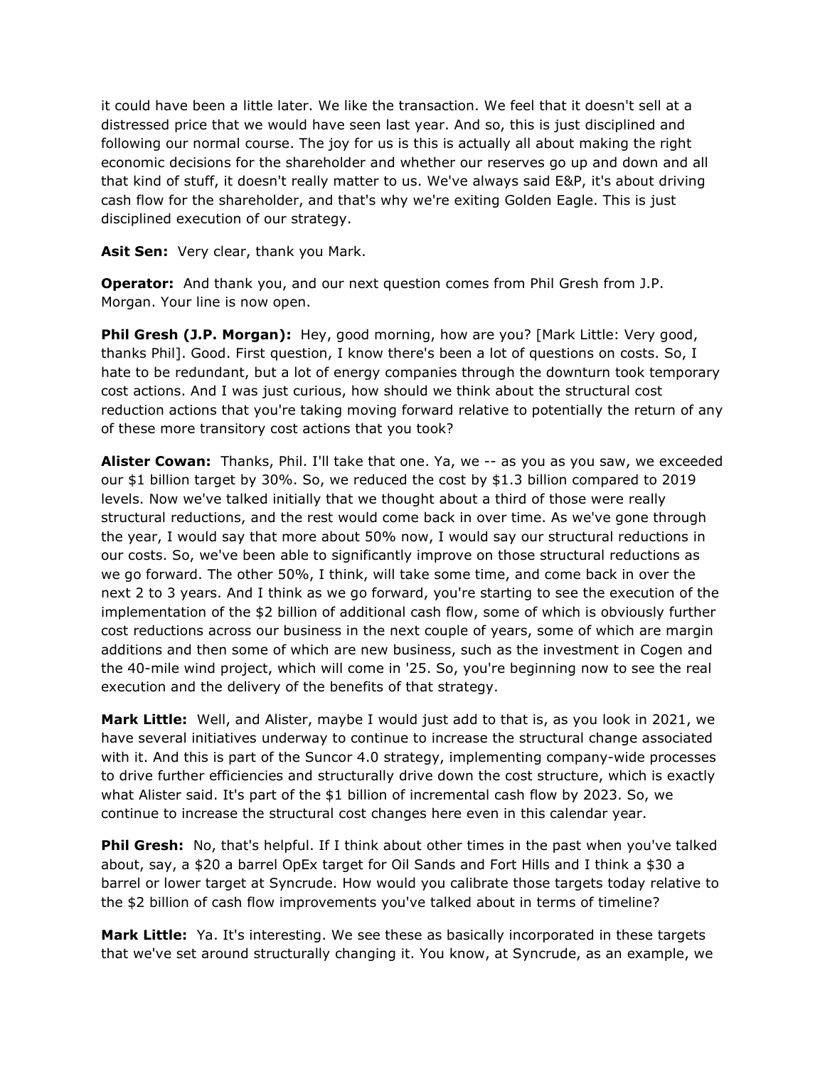it could have been a little later. We like the transaction. We feel that it doesn't sell at a distressed price that we would have seen last year. And so, this is just disciplined and following our normal course. The joy for us is this is actually all about making the right economic decisions for the shareholder and whether our reserves go up and down and all that kind of stuff, it doesn't really matter to us. We've always said E&P, it's about driving cash flow for the shareholder, and that's why we're exiting Golden Eagle. This is just disciplined execution of our strategy.

**Asit Sen:** Very clear, thank you Mark.

**Operator:** And thank you, and our next question comes from Phil Gresh from J.P. Morgan. Your line is now open.

**Phil Gresh (J.P. Morgan):** Hey, good morning, how are you? [Mark Little: Very good, thanks Phil]. Good. First question, I know there's been a lot of questions on costs. So, I hate to be redundant, but a lot of energy companies through the downturn took temporary cost actions. And I was just curious, how should we think about the structural cost reduction actions that you're taking moving forward relative to potentially the return of any of these more transitory cost actions that you took?

**Alister Cowan:** Thanks, Phil. I'll take that one. Ya, we -- as you as you saw, we exceeded our $1 billion target by 30%. So, we reduced the cost by $1.3 billion compared to 2019 levels. Now we've talked initially that we thought about a third of those were really structural reductions, and the rest would come back in over time. As we've gone through the year, I would say that more about 50% now, I would say our structural reductions in our costs. So, we've been able to significantly improve on those structural reductions as we go forward. The other 50%, I think, will take some time, and come back in over the next 2 to 3 years. And I think as we go forward, you're starting to see the execution of the implementation of the $2 billion of additional cash flow, some of which is obviously further cost reductions across our business in the next couple of years, some of which are margin additions and then some of which are new business, such as the investment in Cogen and the 40-mile wind project, which will come in '25. So, you're beginning now to see the real execution and the delivery of the benefits of that strategy.

**Mark Little:** Well, and Alister, maybe I would just add to that is, as you look in 2021, we have several initiatives underway to continue to increase the structural change associated with it. And this is part of the Suncor 4.0 strategy, implementing company-wide processes to drive further efficiencies and structurally drive down the cost structure, which is exactly what Alister said. It's part of the $1 billion of incremental cash flow by 2023. So, we continue to increase the structural cost changes here even in this calendar year.

**Phil Gresh:** No, that's helpful. If I think about other times in the past when you've talked about, say, a $20 a barrel OpEx target for Oil Sands and Fort Hills and I think a $30 a barrel or lower target at Syncrude. How would you calibrate those targets today relative to the $2 billion of cash flow improvements you've talked about in terms of timeline?

**Mark Little:** Ya. It's interesting. We see these as basically incorporated in these targets that we've set around structurally changing it. You know, at Syncrude, as an example, we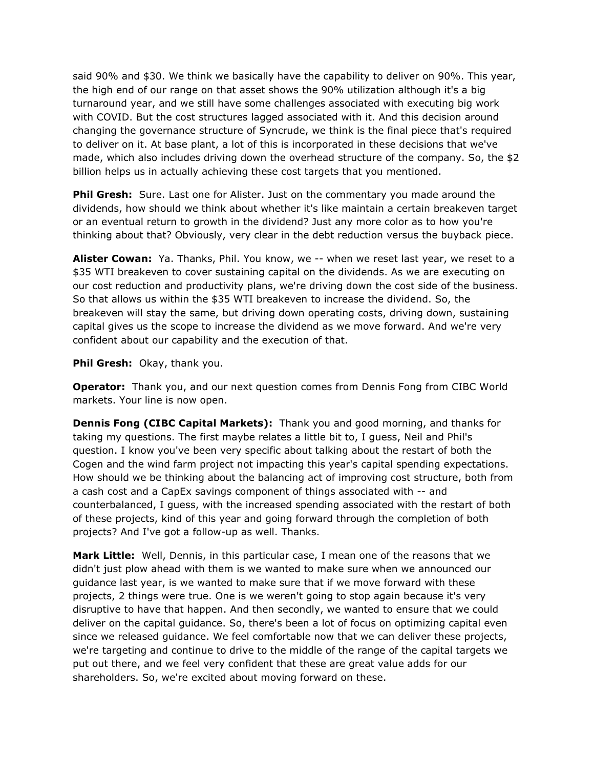said 90% and $30. We think we basically have the capability to deliver on 90%. This year, the high end of our range on that asset shows the 90% utilization although it's a big turnaround year, and we still have some challenges associated with executing big work with COVID. But the cost structures lagged associated with it. And this decision around changing the governance structure of Syncrude, we think is the final piece that's required to deliver on it. At base plant, a lot of this is incorporated in these decisions that we've made, which also includes driving down the overhead structure of the company. So, the $2 billion helps us in actually achieving these cost targets that you mentioned.

**Phil Gresh:** Sure. Last one for Alister. Just on the commentary you made around the dividends, how should we think about whether it's like maintain a certain breakeven target or an eventual return to growth in the dividend? Just any more color as to how you're thinking about that? Obviously, very clear in the debt reduction versus the buyback piece.

**Alister Cowan:** Ya. Thanks, Phil. You know, we -- when we reset last year, we reset to a $35 WTI breakeven to cover sustaining capital on the dividends. As we are executing on our cost reduction and productivity plans, we're driving down the cost side of the business. So that allows us within the $35 WTI breakeven to increase the dividend. So, the breakeven will stay the same, but driving down operating costs, driving down, sustaining capital gives us the scope to increase the dividend as we move forward. And we're very confident about our capability and the execution of that.

**Phil Gresh:** Okay, thank you.

**Operator:** Thank you, and our next question comes from Dennis Fong from CIBC World markets. Your line is now open.

**Dennis Fong (CIBC Capital Markets):** Thank you and good morning, and thanks for taking my questions. The first maybe relates a little bit to, I guess, Neil and Phil's question. I know you've been very specific about talking about the restart of both the Cogen and the wind farm project not impacting this year's capital spending expectations. How should we be thinking about the balancing act of improving cost structure, both from a cash cost and a CapEx savings component of things associated with -- and counterbalanced, I guess, with the increased spending associated with the restart of both of these projects, kind of this year and going forward through the completion of both projects? And I've got a follow-up as well. Thanks.

**Mark Little:** Well, Dennis, in this particular case, I mean one of the reasons that we didn't just plow ahead with them is we wanted to make sure when we announced our guidance last year, is we wanted to make sure that if we move forward with these projects, 2 things were true. One is we weren't going to stop again because it's very disruptive to have that happen. And then secondly, we wanted to ensure that we could deliver on the capital guidance. So, there's been a lot of focus on optimizing capital even since we released guidance. We feel comfortable now that we can deliver these projects, we're targeting and continue to drive to the middle of the range of the capital targets we put out there, and we feel very confident that these are great value adds for our shareholders. So, we're excited about moving forward on these.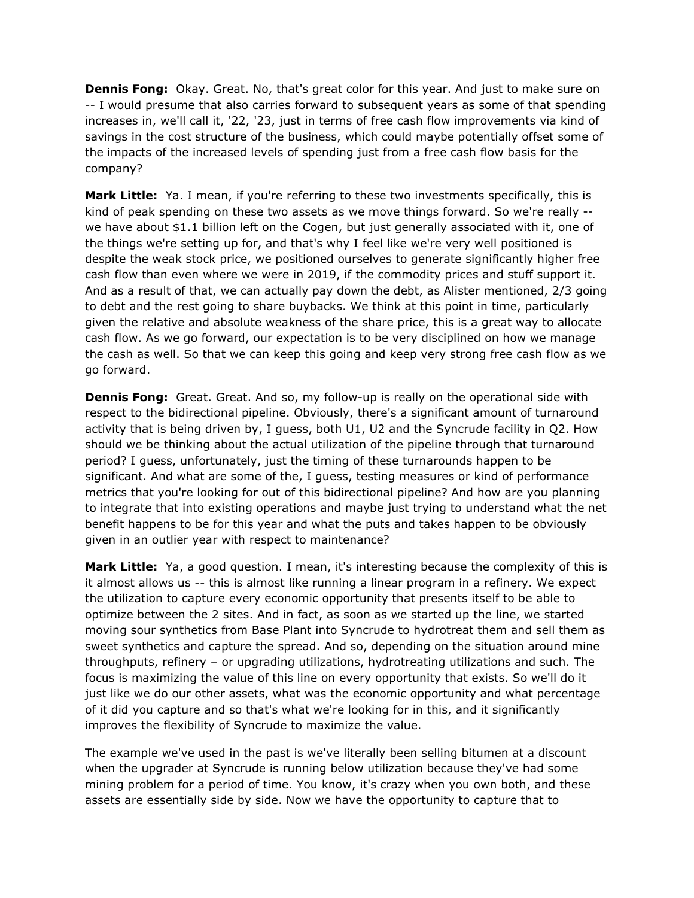**Dennis Fong:** Okay. Great. No, that's great color for this year. And just to make sure on -- I would presume that also carries forward to subsequent years as some of that spending increases in, we'll call it, '22, '23, just in terms of free cash flow improvements via kind of savings in the cost structure of the business, which could maybe potentially offset some of the impacts of the increased levels of spending just from a free cash flow basis for the company?

**Mark Little:** Ya. I mean, if you're referring to these two investments specifically, this is kind of peak spending on these two assets as we move things forward. So we're really -- we have about $1.1 billion left on the Cogen, but just generally associated with it, one of the things we're setting up for, and that's why I feel like we're very well positioned is despite the weak stock price, we positioned ourselves to generate significantly higher free cash flow than even where we were in 2019, if the commodity prices and stuff support it. And as a result of that, we can actually pay down the debt, as Alister mentioned, 2/3 going to debt and the rest going to share buybacks. We think at this point in time, particularly given the relative and absolute weakness of the share price, this is a great way to allocate cash flow. As we go forward, our expectation is to be very disciplined on how we manage the cash as well. So that we can keep this going and keep very strong free cash flow as we go forward.

**Dennis Fong:** Great. Great. And so, my follow-up is really on the operational side with respect to the bidirectional pipeline. Obviously, there's a significant amount of turnaround activity that is being driven by, I guess, both U1, U2 and the Syncrude facility in Q2. How should we be thinking about the actual utilization of the pipeline through that turnaround period? I guess, unfortunately, just the timing of these turnarounds happen to be significant. And what are some of the, I guess, testing measures or kind of performance metrics that you're looking for out of this bidirectional pipeline? And how are you planning to integrate that into existing operations and maybe just trying to understand what the net benefit happens to be for this year and what the puts and takes happen to be obviously given in an outlier year with respect to maintenance?

**Mark Little:** Ya, a good question. I mean, it's interesting because the complexity of this is it almost allows us -- this is almost like running a linear program in a refinery. We expect the utilization to capture every economic opportunity that presents itself to be able to optimize between the 2 sites. And in fact, as soon as we started up the line, we started moving sour synthetics from Base Plant into Syncrude to hydrotreat them and sell them as sweet synthetics and capture the spread. And so, depending on the situation around mine throughputs, refinery – or upgrading utilizations, hydrotreating utilizations and such. The focus is maximizing the value of this line on every opportunity that exists. So we'll do it just like we do our other assets, what was the economic opportunity and what percentage of it did you capture and so that's what we're looking for in this, and it significantly improves the flexibility of Syncrude to maximize the value.

The example we've used in the past is we've literally been selling bitumen at a discount when the upgrader at Syncrude is running below utilization because they've had some mining problem for a period of time. You know, it's crazy when you own both, and these assets are essentially side by side. Now we have the opportunity to capture that to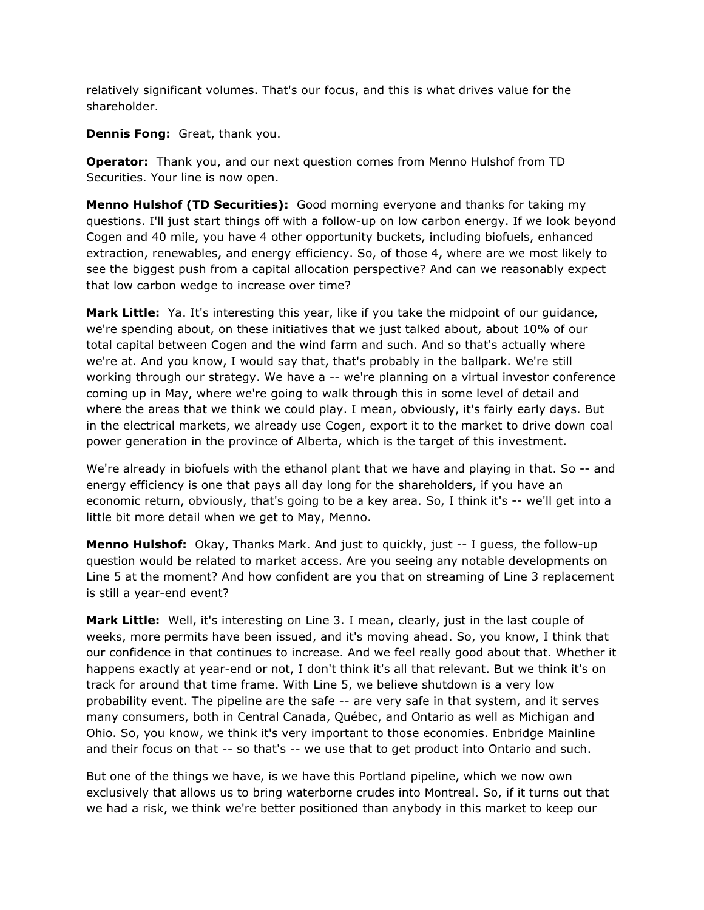relatively significant volumes. That's our focus, and this is what drives value for the shareholder.

**Dennis Fong:** Great, thank you.

**Operator:** Thank you, and our next question comes from Menno Hulshof from TD Securities. Your line is now open.

**Menno Hulshof (TD Securities):** Good morning everyone and thanks for taking my questions. I'll just start things off with a follow-up on low carbon energy. If we look beyond Cogen and 40 mile, you have 4 other opportunity buckets, including biofuels, enhanced extraction, renewables, and energy efficiency. So, of those 4, where are we most likely to see the biggest push from a capital allocation perspective? And can we reasonably expect that low carbon wedge to increase over time?

**Mark Little:** Ya. It's interesting this year, like if you take the midpoint of our guidance, we're spending about, on these initiatives that we just talked about, about 10% of our total capital between Cogen and the wind farm and such. And so that's actually where we're at. And you know, I would say that, that's probably in the ballpark. We're still working through our strategy. We have a -- we're planning on a virtual investor conference coming up in May, where we're going to walk through this in some level of detail and where the areas that we think we could play. I mean, obviously, it's fairly early days. But in the electrical markets, we already use Cogen, export it to the market to drive down coal power generation in the province of Alberta, which is the target of this investment.

We're already in biofuels with the ethanol plant that we have and playing in that. So -- and energy efficiency is one that pays all day long for the shareholders, if you have an economic return, obviously, that's going to be a key area. So, I think it's -- we'll get into a little bit more detail when we get to May, Menno.

**Menno Hulshof:** Okay, Thanks Mark. And just to quickly, just -- I guess, the follow-up question would be related to market access. Are you seeing any notable developments on Line 5 at the moment? And how confident are you that on streaming of Line 3 replacement is still a year-end event?

**Mark Little:** Well, it's interesting on Line 3. I mean, clearly, just in the last couple of weeks, more permits have been issued, and it's moving ahead. So, you know, I think that our confidence in that continues to increase. And we feel really good about that. Whether it happens exactly at year-end or not, I don't think it's all that relevant. But we think it's on track for around that time frame. With Line 5, we believe shutdown is a very low probability event. The pipeline are the safe -- are very safe in that system, and it serves many consumers, both in Central Canada, Québec, and Ontario as well as Michigan and Ohio. So, you know, we think it's very important to those economies. Enbridge Mainline and their focus on that -- so that's -- we use that to get product into Ontario and such.

But one of the things we have, is we have this Portland pipeline, which we now own exclusively that allows us to bring waterborne crudes into Montreal. So, if it turns out that we had a risk, we think we're better positioned than anybody in this market to keep our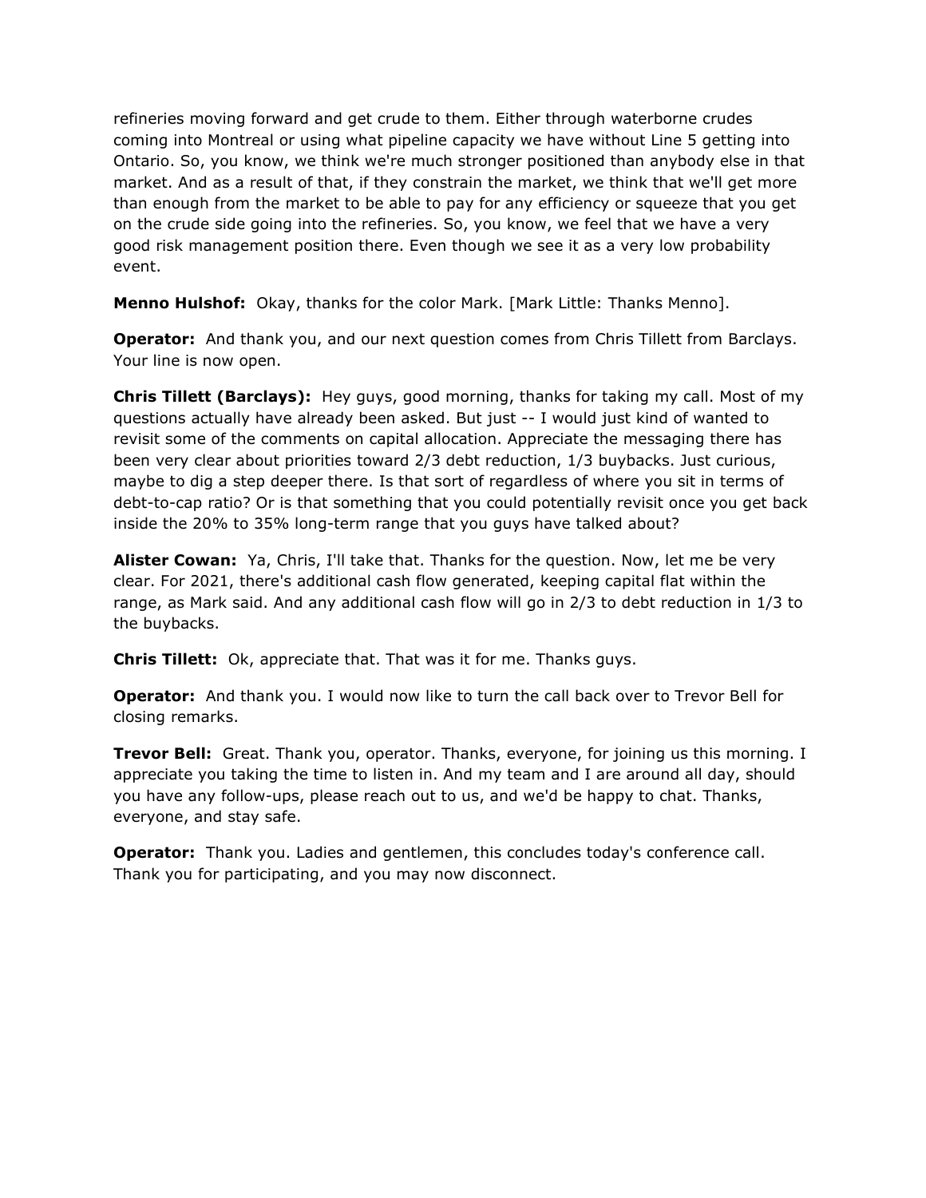refineries moving forward and get crude to them. Either through waterborne crudes coming into Montreal or using what pipeline capacity we have without Line 5 getting into Ontario. So, you know, we think we're much stronger positioned than anybody else in that market. And as a result of that, if they constrain the market, we think that we'll get more than enough from the market to be able to pay for any efficiency or squeeze that you get on the crude side going into the refineries. So, you know, we feel that we have a very good risk management position there. Even though we see it as a very low probability event.

**Menno Hulshof:** Okay, thanks for the color Mark. [Mark Little: Thanks Menno].

**Operator:** And thank you, and our next question comes from Chris Tillett from Barclays. Your line is now open.

**Chris Tillett (Barclays):** Hey guys, good morning, thanks for taking my call. Most of my questions actually have already been asked. But just -- I would just kind of wanted to revisit some of the comments on capital allocation. Appreciate the messaging there has been very clear about priorities toward 2/3 debt reduction, 1/3 buybacks. Just curious, maybe to dig a step deeper there. Is that sort of regardless of where you sit in terms of debt-to-cap ratio? Or is that something that you could potentially revisit once you get back inside the 20% to 35% long-term range that you guys have talked about?

**Alister Cowan:** Ya, Chris, I'll take that. Thanks for the question. Now, let me be very clear. For 2021, there's additional cash flow generated, keeping capital flat within the range, as Mark said. And any additional cash flow will go in 2/3 to debt reduction in 1/3 to the buybacks.

**Chris Tillett:** Ok, appreciate that. That was it for me. Thanks guys.

**Operator:** And thank you. I would now like to turn the call back over to Trevor Bell for closing remarks.

**Trevor Bell:** Great. Thank you, operator. Thanks, everyone, for joining us this morning. I appreciate you taking the time to listen in. And my team and I are around all day, should you have any follow-ups, please reach out to us, and we'd be happy to chat. Thanks, everyone, and stay safe.

**Operator:** Thank you. Ladies and gentlemen, this concludes today's conference call. Thank you for participating, and you may now disconnect.